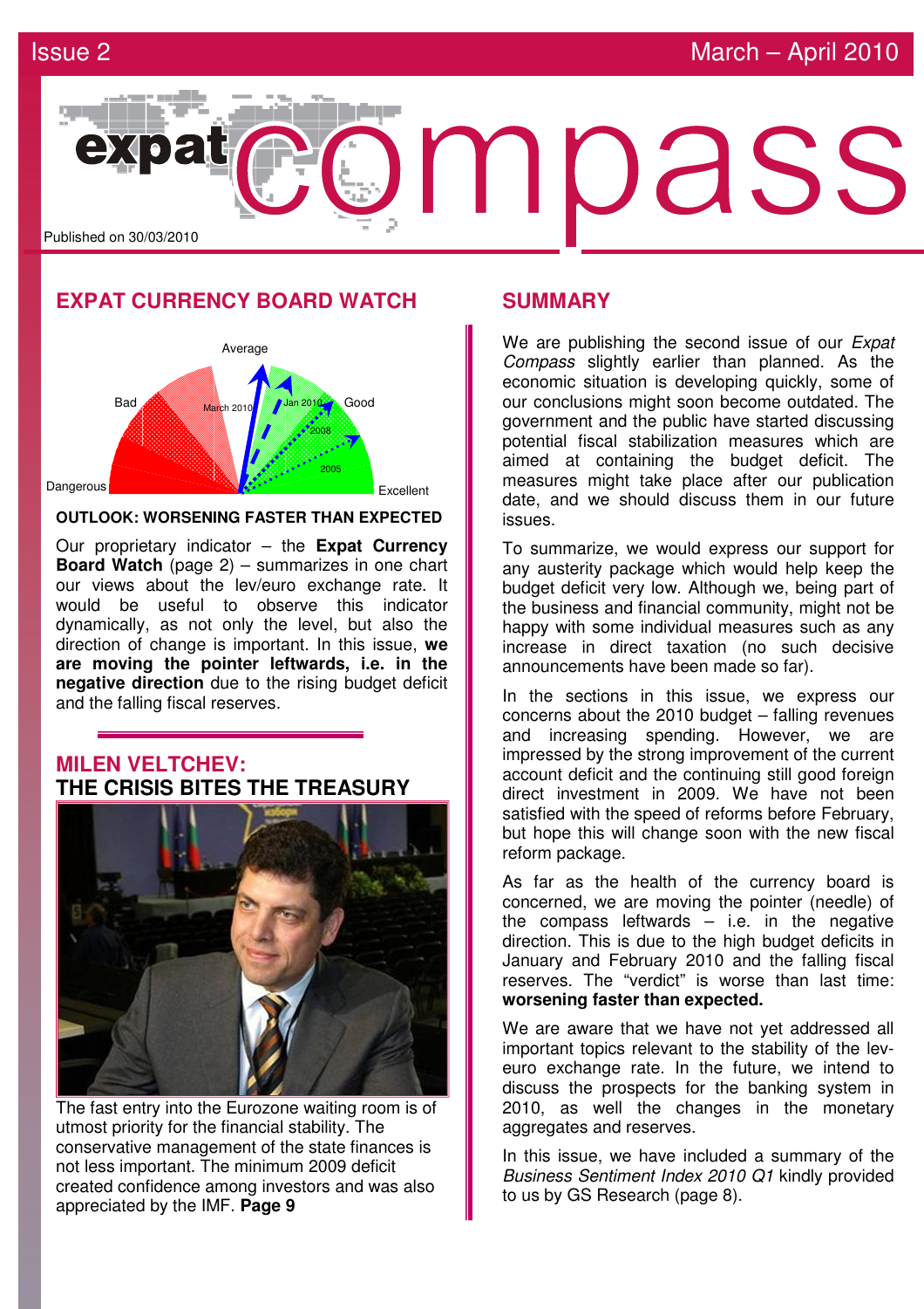# expat compass

Issue 2 — March – April 2010

Published on 30/03/2010

## EXPAT CURRENCY BOARD WATCH

Dangerous, Bad, Average, Good, Excellent — March 2010, Jan 2010, 2008, 2005

**OUTLOOK: WORSENING FASTER THAN EXPECTED**

Our proprietary indicator – the **Expat Currency Board Watch** (page 2) – summarizes in one chart our views about the lev/euro exchange rate. It would be useful to observe this indicator dynamically, as not only the level, but also the direction of change is important. In this issue, **we are moving the pointer leftwards, i.e. in the negative direction** due to the rising budget deficit and the falling fiscal reserves.

## MILEN VELTCHEV: THE CRISIS BITES THE TREASURY

The fast entry into the Eurozone waiting room is of utmost priority for the financial stability. The conservative management of the state finances is not less important. The minimum 2009 deficit created confidence among investors and was also appreciated by the IMF. **Page 9**

## SUMMARY

We are publishing the second issue of our *Expat Compass* slightly earlier than planned. As the economic situation is developing quickly, some of our conclusions might soon become outdated. The government and the public have started discussing potential fiscal stabilization measures which are aimed at containing the budget deficit. The measures might take place after our publication date, and we should discuss them in our future issues.

To summarize, we would express our support for any austerity package which would help keep the budget deficit very low. Although we, being part of the business and financial community, might not be happy with some individual measures such as any increase in direct taxation (no such decisive announcements have been made so far).

In the sections in this issue, we express our concerns about the 2010 budget – falling revenues and increasing spending. However, we are impressed by the strong improvement of the current account deficit and the continuing still good foreign direct investment in 2009. We have not been satisfied with the speed of reforms before February, but hope this will change soon with the new fiscal reform package.

As far as the health of the currency board is concerned, we are moving the pointer (needle) of the compass leftwards – i.e. in the negative direction. This is due to the high budget deficits in January and February 2010 and the falling fiscal reserves. The "verdict" is worse than last time: **worsening faster than expected.**

We are aware that we have not yet addressed all important topics relevant to the stability of the lev-euro exchange rate. In the future, we intend to discuss the prospects for the banking system in 2010, as well the changes in the monetary aggregates and reserves.

In this issue, we have included a summary of the *Business Sentiment Index 2010 Q1* kindly provided to us by GS Research (page 8).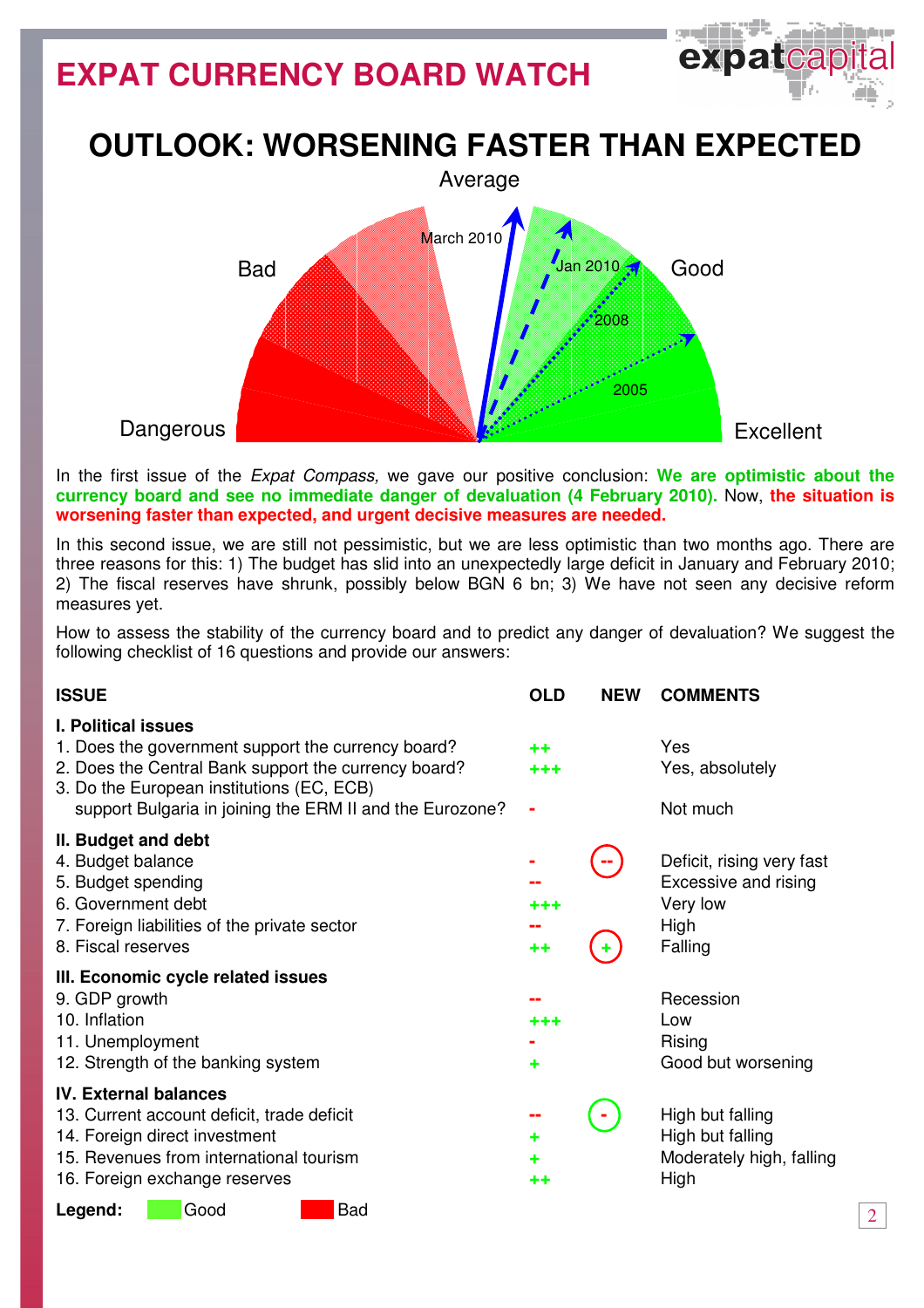# EXPAT CURRENCY BOARD WATCH

## OUTLOOK: WORSENING FASTER THAN EXPECTED

Average

March 2010 | Jan 2010 | 2008 | 2005

Bad | Good

Dangerous | Excellent

In the first issue of the *Expat Compass,* we gave our positive conclusion: **We are optimistic about the currency board and see no immediate danger of devaluation (4 February 2010).** Now, **the situation is worsening faster than expected, and urgent decisive measures are needed.**

In this second issue, we are still not pessimistic, but we are less optimistic than two months ago. There are three reasons for this: 1) The budget has slid into an unexpectedly large deficit in January and February 2010; 2) The fiscal reserves have shrunk, possibly below BGN 6 bn; 3) We have not seen any decisive reform measures yet.

How to assess the stability of the currency board and to predict any danger of devaluation? We suggest the following checklist of 16 questions and provide our answers:

| ISSUE | OLD | NEW | COMMENTS |
|---|---|---|---|
| **I. Political issues** | | | |
| 1. Does the government support the currency board? | ++ | | Yes |
| 2. Does the Central Bank support the currency board? | +++ | | Yes, absolutely |
| 3. Do the European institutions (EC, ECB) support Bulgaria in joining the ERM II and the Eurozone? | - | | Not much |
| **II. Budget and debt** | | | |
| 4. Budget balance | - | -- | Deficit, rising very fast |
| 5. Budget spending | -- | | Excessive and rising |
| 6. Government debt | +++ | | Very low |
| 7. Foreign liabilities of the private sector | -- | | High |
| 8. Fiscal reserves | ++ | + | Falling |
| **III. Economic cycle related issues** | | | |
| 9. GDP growth | -- | | Recession |
| 10. Inflation | +++ | | Low |
| 11. Unemployment | - | | Rising |
| 12. Strength of the banking system | + | | Good but worsening |
| **IV. External balances** | | | |
| 13. Current account deficit, trade deficit | -- | - | High but falling |
| 14. Foreign direct investment | + | | High but falling |
| 15. Revenues from international tourism | + | | Moderately high, falling |
| 16. Foreign exchange reserves | ++ | | High |

**Legend:** Good | Bad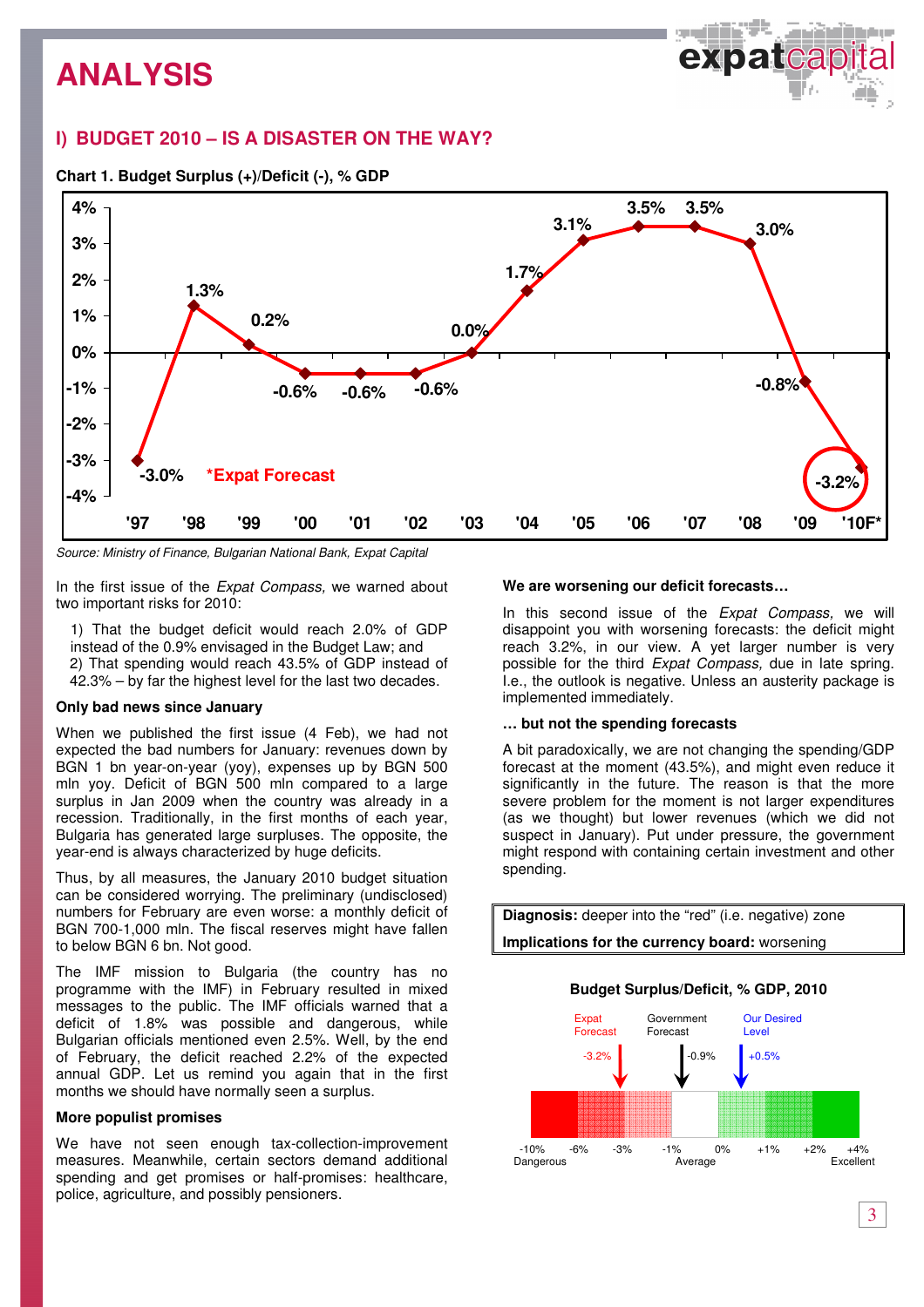# ANALYSIS

## I) BUDGET 2010 – IS A DISASTER ON THE WAY?

**Chart 1. Budget Surplus (+)/Deficit (-), % GDP**

| Year | '97 | '98 | '99 | '00 | '01 | '02 | '03 | '04 | '05 | '06 | '07 | '08 | '09 | '10F* |
|---|---|---|---|---|---|---|---|---|---|---|---|---|---|---|
| % GDP | -3.0% | 1.3% | 0.2% | -0.6% | -0.6% | -0.6% | 0.0% | 1.7% | 3.1% | 3.5% | 3.5% | 3.0% | -0.8% | -3.2% |

*Expat Forecast

*Source: Ministry of Finance, Bulgarian National Bank, Expat Capital*

In the first issue of the *Expat Compass*, we warned about two important risks for 2010:

1) That the budget deficit would reach 2.0% of GDP instead of the 0.9% envisaged in the Budget Law; and
2) That spending would reach 43.5% of GDP instead of 42.3% – by far the highest level for the last two decades.

### Only bad news since January

When we published the first issue (4 Feb), we had not expected the bad numbers for January: revenues down by BGN 1 bn year-on-year (yoy), expenses up by BGN 500 mln yoy. Deficit of BGN 500 mln compared to a large surplus in Jan 2009 when the country was already in a recession. Traditionally, in the first months of each year, Bulgaria has generated large surpluses. The opposite, the year-end is always characterized by huge deficits.

Thus, by all measures, the January 2010 budget situation can be considered worrying. The preliminary (undisclosed) numbers for February are even worse: a monthly deficit of BGN 700-1,000 mln. The fiscal reserves might have fallen to below BGN 6 bn. Not good.

The IMF mission to Bulgaria (the country has no programme with the IMF) in February resulted in mixed messages to the public. The IMF officials warned that a deficit of 1.8% was possible and dangerous, while Bulgarian officials mentioned even 2.5%. Well, by the end of February, the deficit reached 2.2% of the expected annual GDP. Let us remind you again that in the first months we should have normally seen a surplus.

### More populist promises

We have not seen enough tax-collection-improvement measures. Meanwhile, certain sectors demand additional spending and get promises or half-promises: healthcare, police, agriculture, and possibly pensioners.

### We are worsening our deficit forecasts…

In this second issue of the *Expat Compass,* we will disappoint you with worsening forecasts: the deficit might reach 3.2%, in our view. A yet larger number is very possible for the third *Expat Compass,* due in late spring. I.e., the outlook is negative. Unless an austerity package is implemented immediately.

### … but not the spending forecasts

A bit paradoxically, we are not changing the spending/GDP forecast at the moment (43.5%), and might even reduce it significantly in the future. The reason is that the more severe problem for the moment is not larger expenditures (as we thought) but lower revenues (which we did not suspect in January). Put under pressure, the government might respond with containing certain investment and other spending.

**Diagnosis:** deeper into the "red" (i.e. negative) zone

**Implications for the currency board:** worsening

**Budget Surplus/Deficit, % GDP, 2010**

| Expat Forecast | Government Forecast | Our Desired Level |
|---|---|---|
| -3.2% | -0.9% | +0.5% |

Scale: -10% Dangerous, -6%, -3%, -1%, 0% Average, +1%, +2%, +4% Excellent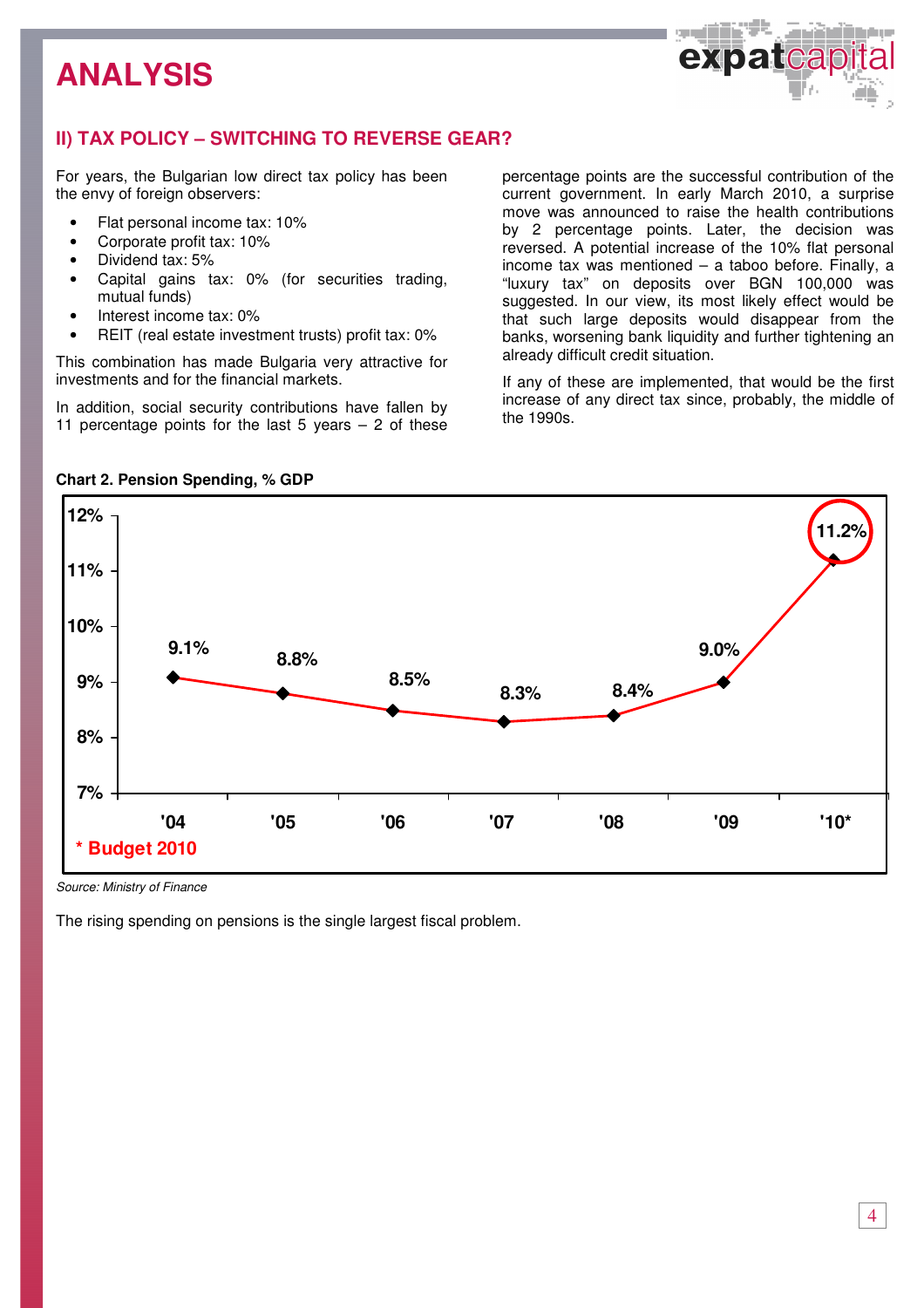# ANALYSIS

## II) TAX POLICY – SWITCHING TO REVERSE GEAR?

For years, the Bulgarian low direct tax policy has been the envy of foreign observers:

- Flat personal income tax: 10%
- Corporate profit tax: 10%
- Dividend tax: 5%
- Capital gains tax: 0% (for securities trading, mutual funds)
- Interest income tax: 0%
- REIT (real estate investment trusts) profit tax: 0%

This combination has made Bulgaria very attractive for investments and for the financial markets.

In addition, social security contributions have fallen by 11 percentage points for the last 5 years – 2 of these percentage points are the successful contribution of the current government. In early March 2010, a surprise move was announced to raise the health contributions by 2 percentage points. Later, the decision was reversed. A potential increase of the 10% flat personal income tax was mentioned – a taboo before. Finally, a "luxury tax" on deposits over BGN 100,000 was suggested. In our view, its most likely effect would be that such large deposits would disappear from the banks, worsening bank liquidity and further tightening an already difficult credit situation.

If any of these are implemented, that would be the first increase of any direct tax since, probably, the middle of the 1990s.

**Chart 2. Pension Spending, % GDP**

| Year | '04 | '05 | '06 | '07 | '08 | '09 | '10* |
|---|---|---|---|---|---|---|---|
| Pension Spending, % GDP | 9.1% | 8.8% | 8.5% | 8.3% | 8.4% | 9.0% | 11.2% |

\* Budget 2010

*Source: Ministry of Finance*

The rising spending on pensions is the single largest fiscal problem.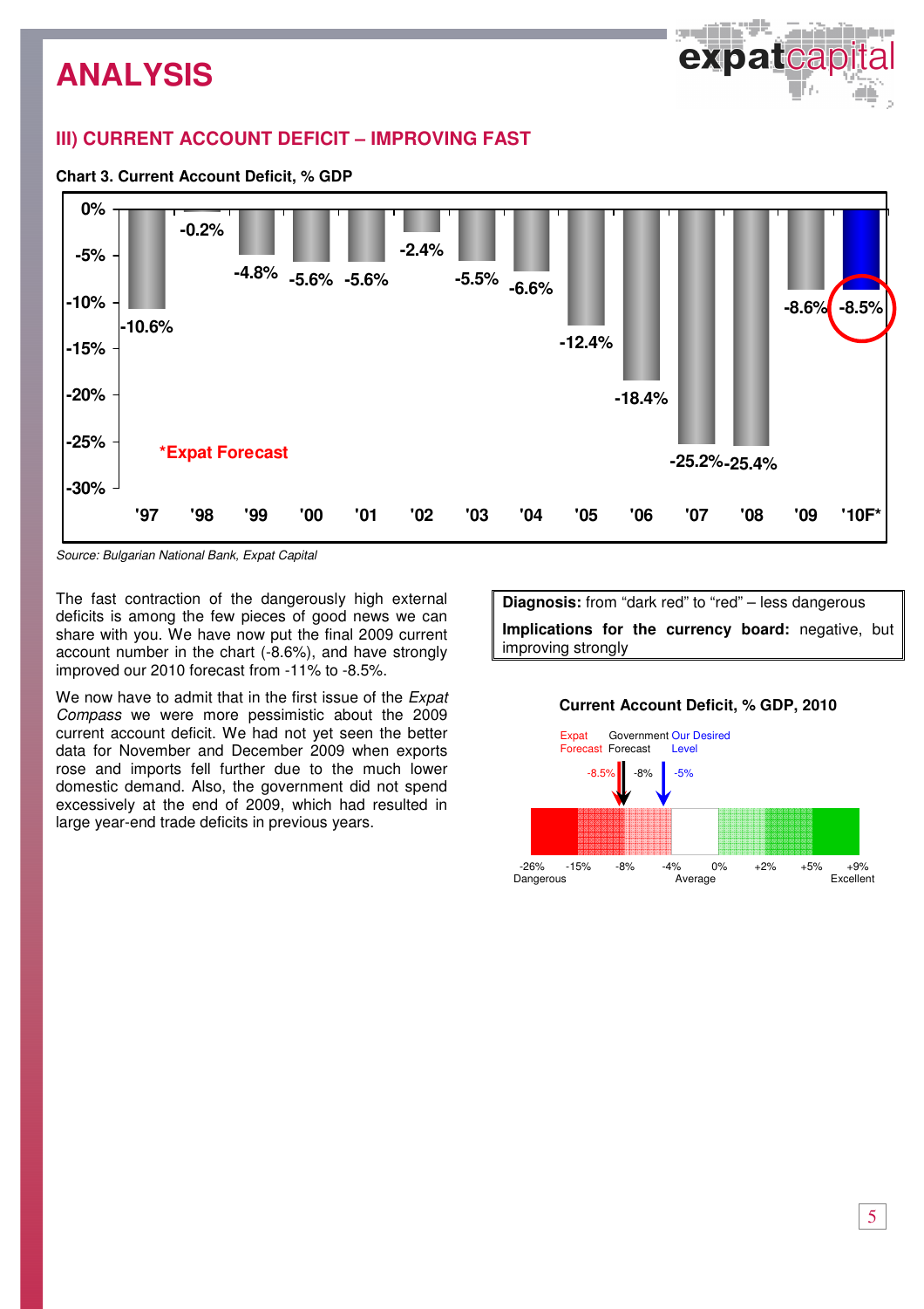# ANALYSIS

## III) CURRENT ACCOUNT DEFICIT – IMPROVING FAST

**Chart 3. Current Account Deficit, % GDP**

| Year | Current Account Deficit, % GDP |
|---|---|
| '97 | -10.6% |
| '98 | -0.2% |
| '99 | -4.8% |
| '00 | -5.6% |
| '01 | -5.6% |
| '02 | -2.4% |
| '03 | -5.5% |
| '04 | -6.6% |
| '05 | -12.4% |
| '06 | -18.4% |
| '07 | -25.2% |
| '08 | -25.4% |
| '09 | -8.6% |
| '10F* | -8.5% |

*Expat Forecast

*Source: Bulgarian National Bank, Expat Capital*

The fast contraction of the dangerously high external deficits is among the few pieces of good news we can share with you. We have now put the final 2009 current account number in the chart (-8.6%), and have strongly improved our 2010 forecast from -11% to -8.5%.

We now have to admit that in the first issue of the *Expat Compass* we were more pessimistic about the 2009 current account deficit. We had not yet seen the better data for November and December 2009 when exports rose and imports fell further due to the much lower domestic demand. Also, the government did not spend excessively at the end of 2009, which had resulted in large year-end trade deficits in previous years.

**Diagnosis:** from "dark red" to "red" – less dangerous

**Implications for the currency board:** negative, but improving strongly

**Current Account Deficit, % GDP, 2010**

Expat Forecast: -8.5% | Government Forecast: -8% | Our Desired Level: -5%

Scale: -26% Dangerous | -15% | -8% | -4% | 0% Average | +2% | +5% | +9% Excellent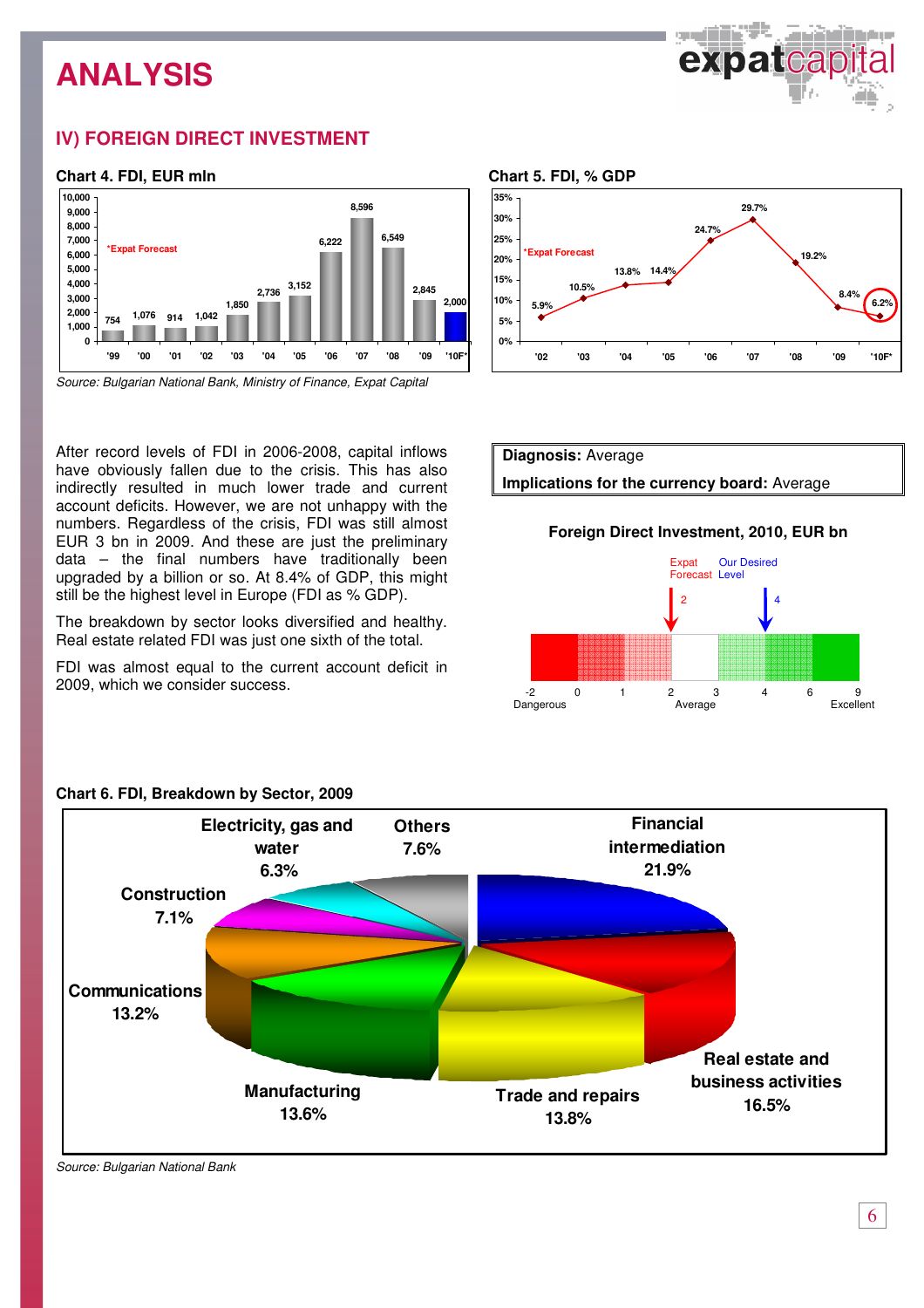# ANALYSIS

## IV) FOREIGN DIRECT INVESTMENT

**Chart 4. FDI, EUR mln**

| '99 | '00 | '01 | '02 | '03 | '04 | '05 | '06 | '07 | '08 | '09 | '10F* |
|---|---|---|---|---|---|---|---|---|---|---|---|
| 754 | 1,076 | 914 | 1,042 | 1,850 | 2,736 | 3,152 | 6,222 | 8,596 | 6,549 | 2,845 | 2,000 |

*Expat Forecast

*Source: Bulgarian National Bank, Ministry of Finance, Expat Capital*

**Chart 5. FDI, % GDP**

| '02 | '03 | '04 | '05 | '06 | '07 | '08 | '09 | '10F* |
|---|---|---|---|---|---|---|---|---|
| 5.9% | 10.5% | 13.8% | 14.4% | 24.7% | 29.7% | 19.2% | 8.4% | 6.2% |

*Expat Forecast

After record levels of FDI in 2006-2008, capital inflows have obviously fallen due to the crisis. This has also indirectly resulted in much lower trade and current account deficits. However, we are not unhappy with the numbers. Regardless of the crisis, FDI was still almost EUR 3 bn in 2009. And these are just the preliminary data – the final numbers have traditionally been upgraded by a billion or so. At 8.4% of GDP, this might still be the highest level in Europe (FDI as % GDP).

The breakdown by sector looks diversified and healthy. Real estate related FDI was just one sixth of the total.

FDI was almost equal to the current account deficit in 2009, which we consider success.

**Diagnosis:** Average

**Implications for the currency board:** Average

**Foreign Direct Investment, 2010, EUR bn**

Expat Forecast: 2 | Our Desired Level: 4

Scale: -2 Dangerous, 0, 1, 2, 3 Average, 4, 6, 9 Excellent

**Chart 6. FDI, Breakdown by Sector, 2009**

| Sector | Share |
|---|---|
| Financial intermediation | 21.9% |
| Real estate and business activities | 16.5% |
| Trade and repairs | 13.8% |
| Manufacturing | 13.6% |
| Communications | 13.2% |
| Construction | 7.1% |
| Electricity, gas and water | 6.3% |
| Others | 7.6% |

*Source: Bulgarian National Bank*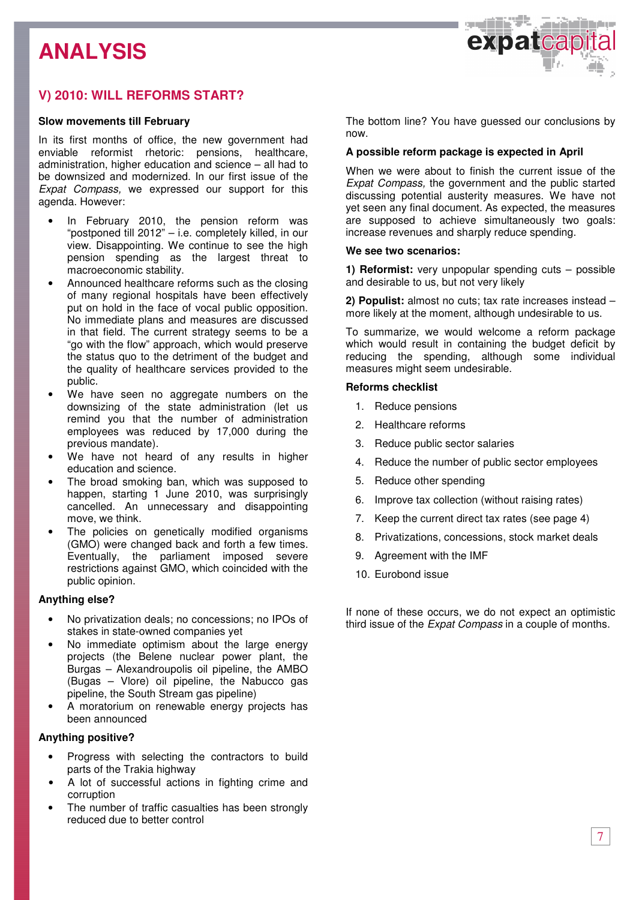# ANALYSIS

## V) 2010: WILL REFORMS START?

### Slow movements till February

In its first months of office, the new government had enviable reformist rhetoric: pensions, healthcare, administration, higher education and science – all had to be downsized and modernized. In our first issue of the *Expat Compass,* we expressed our support for this agenda. However:

- In February 2010, the pension reform was "postponed till 2012" – i.e. completely killed, in our view. Disappointing. We continue to see the high pension spending as the largest threat to macroeconomic stability.
- Announced healthcare reforms such as the closing of many regional hospitals have been effectively put on hold in the face of vocal public opposition. No immediate plans and measures are discussed in that field. The current strategy seems to be a "go with the flow" approach, which would preserve the status quo to the detriment of the budget and the quality of healthcare services provided to the public.
- We have seen no aggregate numbers on the downsizing of the state administration (let us remind you that the number of administration employees was reduced by 17,000 during the previous mandate).
- We have not heard of any results in higher education and science.
- The broad smoking ban, which was supposed to happen, starting 1 June 2010, was surprisingly cancelled. An unnecessary and disappointing move, we think.
- The policies on genetically modified organisms (GMO) were changed back and forth a few times. Eventually, the parliament imposed severe restrictions against GMO, which coincided with the public opinion.

### Anything else?

- No privatization deals; no concessions; no IPOs of stakes in state-owned companies yet
- No immediate optimism about the large energy projects (the Belene nuclear power plant, the Burgas – Alexandroupolis oil pipeline, the AMBO (Bugas – Vlore) oil pipeline, the Nabucco gas pipeline, the South Stream gas pipeline)
- A moratorium on renewable energy projects has been announced

### Anything positive?

- Progress with selecting the contractors to build parts of the Trakia highway
- A lot of successful actions in fighting crime and corruption
- The number of traffic casualties has been strongly reduced due to better control

The bottom line? You have guessed our conclusions by now.

### A possible reform package is expected in April

When we were about to finish the current issue of the *Expat Compass,* the government and the public started discussing potential austerity measures. We have not yet seen any final document. As expected, the measures are supposed to achieve simultaneously two goals: increase revenues and sharply reduce spending.

### We see two scenarios:

**1) Reformist:** very unpopular spending cuts – possible and desirable to us, but not very likely

**2) Populist:** almost no cuts; tax rate increases instead – more likely at the moment, although undesirable to us.

To summarize, we would welcome a reform package which would result in containing the budget deficit by reducing the spending, although some individual measures might seem undesirable.

### Reforms checklist

1. Reduce pensions
2. Healthcare reforms
3. Reduce public sector salaries
4. Reduce the number of public sector employees
5. Reduce other spending
6. Improve tax collection (without raising rates)
7. Keep the current direct tax rates (see page 4)
8. Privatizations, concessions, stock market deals
9. Agreement with the IMF
10. Eurobond issue

If none of these occurs, we do not expect an optimistic third issue of the *Expat Compass* in a couple of months.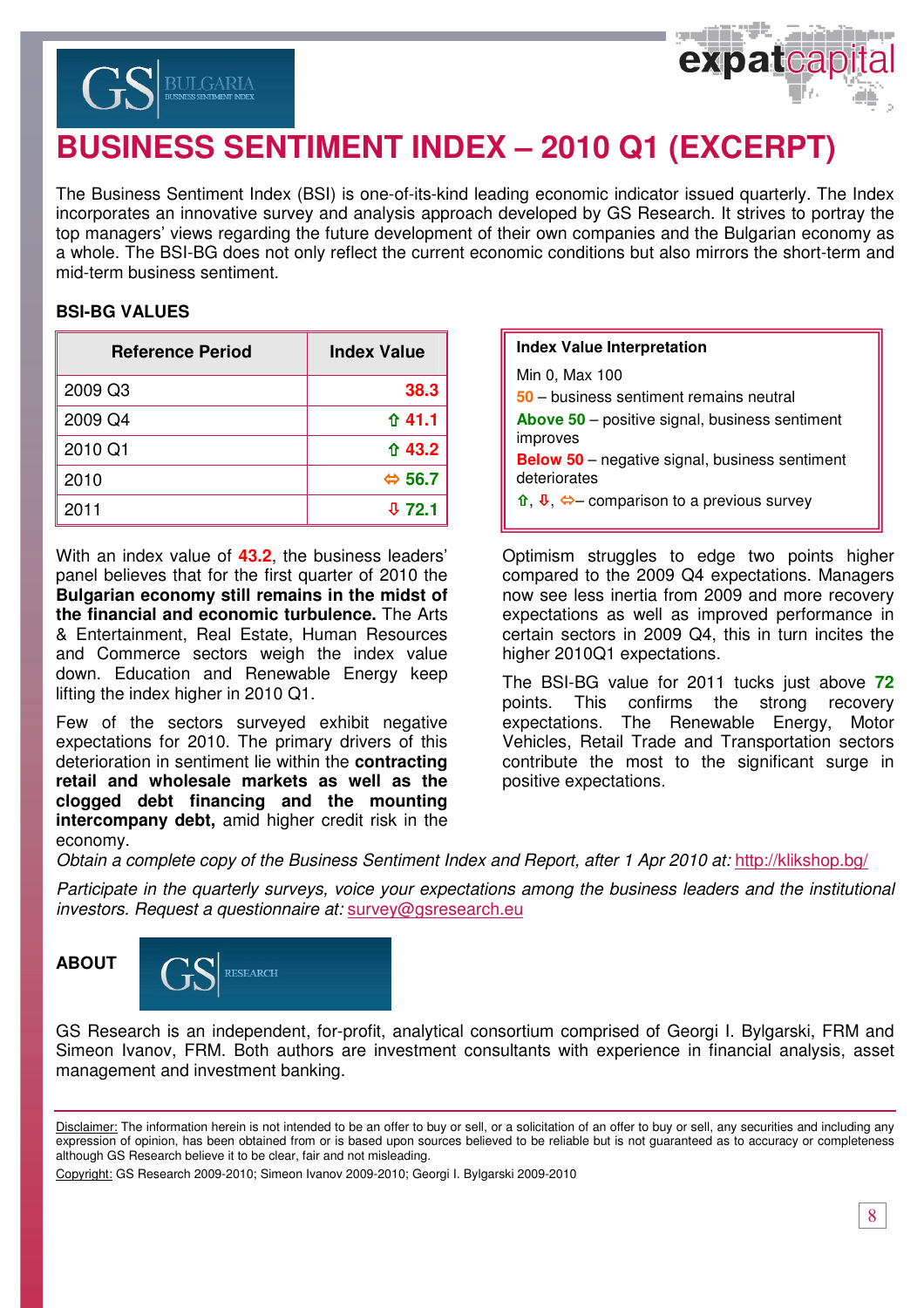# BUSINESS SENTIMENT INDEX – 2010 Q1 (EXCERPT)

The Business Sentiment Index (BSI) is one-of-its-kind leading economic indicator issued quarterly. The Index incorporates an innovative survey and analysis approach developed by GS Research. It strives to portray the top managers' views regarding the future development of their own companies and the Bulgarian economy as a whole. The BSI-BG does not only reflect the current economic conditions but also mirrors the short-term and mid-term business sentiment.

## BSI-BG VALUES

| Reference Period | Index Value |
|---|---|
| 2009 Q3 | 38.3 |
| 2009 Q4 | ⇧ 41.1 |
| 2010 Q1 | ⇧ 43.2 |
| 2010 | ⇔ 56.7 |
| 2011 | ⇩ 72.1 |

**Index Value Interpretation**

Min 0, Max 100

**50** – business sentiment remains neutral

**Above 50** – positive signal, business sentiment improves

**Below 50** – negative signal, business sentiment deteriorates

⇧, ⇩, ⇔– comparison to a previous survey

With an index value of **43.2**, the business leaders' panel believes that for the first quarter of 2010 the **Bulgarian economy still remains in the midst of the financial and economic turbulence.** The Arts & Entertainment, Real Estate, Human Resources and Commerce sectors weigh the index value down. Education and Renewable Energy keep lifting the index higher in 2010 Q1.

Few of the sectors surveyed exhibit negative expectations for 2010. The primary drivers of this deterioration in sentiment lie within the **contracting retail and wholesale markets as well as the clogged debt financing and the mounting intercompany debt,** amid higher credit risk in the economy.

Optimism struggles to edge two points higher compared to the 2009 Q4 expectations. Managers now see less inertia from 2009 and more recovery expectations as well as improved performance in certain sectors in 2009 Q4, this in turn incites the higher 2010Q1 expectations.

The BSI-BG value for 2011 tucks just above **72** points. This confirms the strong recovery expectations. The Renewable Energy, Motor Vehicles, Retail Trade and Transportation sectors contribute the most to the significant surge in positive expectations.

*Obtain a complete copy of the Business Sentiment Index and Report, after 1 Apr 2010 at:* http://klikshop.bg/

*Participate in the quarterly surveys, voice your expectations among the business leaders and the institutional investors. Request a questionnaire at:* survey@gsresearch.eu

**ABOUT**

GS Research is an independent, for-profit, analytical consortium comprised of Georgi I. Bylgarski, FRM and Simeon Ivanov, FRM. Both authors are investment consultants with experience in financial analysis, asset management and investment banking.

Disclaimer: The information herein is not intended to be an offer to buy or sell, or a solicitation of an offer to buy or sell, any securities and including any expression of opinion, has been obtained from or is based upon sources believed to be reliable but is not guaranteed as to accuracy or completeness although GS Research believe it to be clear, fair and not misleading.

Copyright: GS Research 2009-2010; Simeon Ivanov 2009-2010; Georgi I. Bylgarski 2009-2010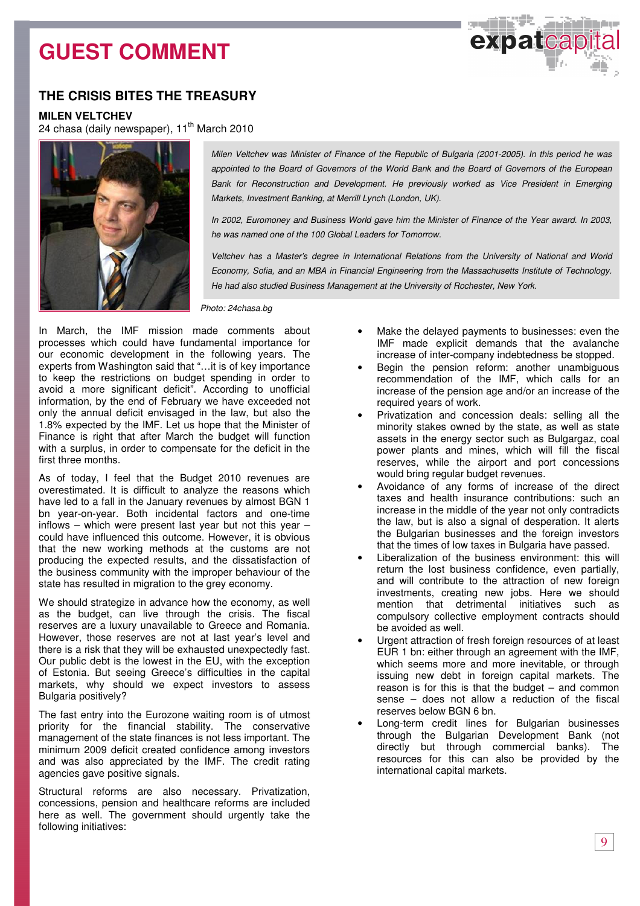# GUEST COMMENT

## THE CRISIS BITES THE TREASURY

**MILEN VELTCHEV**

24 chasa (daily newspaper), 11th March 2010

*Milen Veltchev was Minister of Finance of the Republic of Bulgaria (2001-2005). In this period he was appointed to the Board of Governors of the World Bank and the Board of Governors of the European Bank for Reconstruction and Development. He previously worked as Vice President in Emerging Markets, Investment Banking, at Merrill Lynch (London, UK).*

*In 2002, Euromoney and Business World gave him the Minister of Finance of the Year award. In 2003, he was named one of the 100 Global Leaders for Tomorrow.*

*Veltchev has a Master's degree in International Relations from the University of National and World Economy, Sofia, and an MBA in Financial Engineering from the Massachusetts Institute of Technology. He had also studied Business Management at the University of Rochester, New York.*

*Photo: 24chasa.bg*

In March, the IMF mission made comments about processes which could have fundamental importance for our economic development in the following years. The experts from Washington said that "…it is of key importance to keep the restrictions on budget spending in order to avoid a more significant deficit". According to unofficial information, by the end of February we have exceeded not only the annual deficit envisaged in the law, but also the 1.8% expected by the IMF. Let us hope that the Minister of Finance is right that after March the budget will function with a surplus, in order to compensate for the deficit in the first three months.

As of today, I feel that the Budget 2010 revenues are overestimated. It is difficult to analyze the reasons which have led to a fall in the January revenues by almost BGN 1 bn year-on-year. Both incidental factors and one-time inflows – which were present last year but not this year – could have influenced this outcome. However, it is obvious that the new working methods at the customs are not producing the expected results, and the dissatisfaction of the business community with the improper behaviour of the state has resulted in migration to the grey economy.

We should strategize in advance how the economy, as well as the budget, can live through the crisis. The fiscal reserves are a luxury unavailable to Greece and Romania. However, those reserves are not at last year's level and there is a risk that they will be exhausted unexpectedly fast. Our public debt is the lowest in the EU, with the exception of Estonia. But seeing Greece's difficulties in the capital markets, why should we expect investors to assess Bulgaria positively?

The fast entry into the Eurozone waiting room is of utmost priority for the financial stability. The conservative management of the state finances is not less important. The minimum 2009 deficit created confidence among investors and was also appreciated by the IMF. The credit rating agencies gave positive signals.

Structural reforms are also necessary. Privatization, concessions, pension and healthcare reforms are included here as well. The government should urgently take the following initiatives:

- Make the delayed payments to businesses: even the IMF made explicit demands that the avalanche increase of inter-company indebtedness be stopped.
- Begin the pension reform: another unambiguous recommendation of the IMF, which calls for an increase of the pension age and/or an increase of the required years of work.
- Privatization and concession deals: selling all the minority stakes owned by the state, as well as state assets in the energy sector such as Bulgargaz, coal power plants and mines, which will fill the fiscal reserves, while the airport and port concessions would bring regular budget revenues.
- Avoidance of any forms of increase of the direct taxes and health insurance contributions: such an increase in the middle of the year not only contradicts the law, but is also a signal of desperation. It alerts the Bulgarian businesses and the foreign investors that the times of low taxes in Bulgaria have passed.
- Liberalization of the business environment: this will return the lost business confidence, even partially, and will contribute to the attraction of new foreign investments, creating new jobs. Here we should mention that detrimental initiatives such as compulsory collective employment contracts should be avoided as well.
- Urgent attraction of fresh foreign resources of at least EUR 1 bn: either through an agreement with the IMF, which seems more and more inevitable, or through issuing new debt in foreign capital markets. The reason is for this is that the budget – and common sense – does not allow a reduction of the fiscal reserves below BGN 6 bn.
- Long-term credit lines for Bulgarian businesses through the Bulgarian Development Bank (not directly but through commercial banks). The resources for this can also be provided by the international capital markets.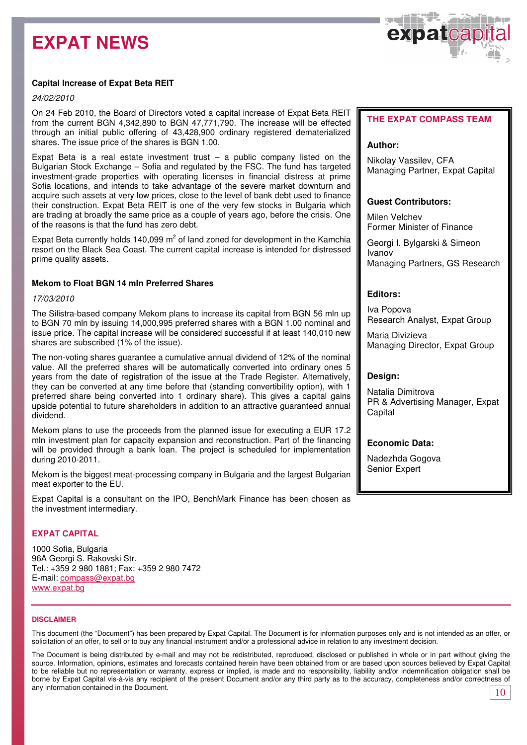# EXPAT NEWS

### Capital Increase of Expat Beta REIT

*24/02/2010*

On 24 Feb 2010, the Board of Directors voted a capital increase of Expat Beta REIT from the current BGN 4,342,890 to BGN 47,771,790. The increase will be effected through an initial public offering of 43,428,900 ordinary registered dematerialized shares. The issue price of the shares is BGN 1.00.

Expat Beta is a real estate investment trust – a public company listed on the Bulgarian Stock Exchange – Sofia and regulated by the FSC. The fund has targeted investment-grade properties with operating licenses in financial distress at prime Sofia locations, and intends to take advantage of the severe market downturn and acquire such assets at very low prices, close to the level of bank debt used to finance their construction. Expat Beta REIT is one of the very few stocks in Bulgaria which are trading at broadly the same price as a couple of years ago, before the crisis. One of the reasons is that the fund has zero debt.

Expat Beta currently holds 140,099 $m^2$ of land zoned for development in the Kamchia resort on the Black Sea Coast. The current capital increase is intended for distressed prime quality assets.

### Mekom to Float BGN 14 mln Preferred Shares

*17/03/2010*

The Silistra-based company Mekom plans to increase its capital from BGN 56 mln up to BGN 70 mln by issuing 14,000,995 preferred shares with a BGN 1.00 nominal and issue price. The capital increase will be considered successful if at least 140,010 new shares are subscribed (1% of the issue).

The non-voting shares guarantee a cumulative annual dividend of 12% of the nominal value. All the preferred shares will be automatically converted into ordinary ones 5 years from the date of registration of the issue at the Trade Register. Alternatively, they can be converted at any time before that (standing convertibility option), with 1 preferred share being converted into 1 ordinary share). This gives a capital gains upside potential to future shareholders in addition to an attractive guaranteed annual dividend.

Mekom plans to use the proceeds from the planned issue for executing a EUR 17.2 mln investment plan for capacity expansion and reconstruction. Part of the financing will be provided through a bank loan. The project is scheduled for implementation during 2010-2011.

Mekom is the biggest meat-processing company in Bulgaria and the largest Bulgarian meat exporter to the EU.

Expat Capital is a consultant on the IPO, BenchMark Finance has been chosen as the investment intermediary.

## THE EXPAT COMPASS TEAM

**Author:**

Nikolay Vassilev, CFA
Managing Partner, Expat Capital

**Guest Contributors:**

Milen Velchev
Former Minister of Finance

Georgi I. Bylgarski & Simeon Ivanov
Managing Partners, GS Research

**Editors:**

Iva Popova
Research Analyst, Expat Group

Maria Divizieva
Managing Director, Expat Group

**Design:**

Natalia Dimitrova
PR & Advertising Manager, Expat Capital

**Economic Data:**

Nadezhda Gogova
Senior Expert

## EXPAT CAPITAL

1000 Sofia, Bulgaria
96A Georgi S. Rakovski Str.
Tel.: +359 2 980 1881; Fax: +359 2 980 7472
E-mail: compass@expat.bg
www.expat.bg

## DISCLAIMER

This document (the "Document") has been prepared by Expat Capital. The Document is for information purposes only and is not intended as an offer, or solicitation of an offer, to sell or to buy any financial instrument and/or a professional advice in relation to any investment decision.

The Document is being distributed by e-mail and may not be redistributed, reproduced, disclosed or published in whole or in part without giving the source. Information, opinions, estimates and forecasts contained herein have been obtained from or are based upon sources believed by Expat Capital to be reliable but no representation or warranty, express or implied, is made and no responsibility, liability and/or indemnification obligation shall be borne by Expat Capital vis-à-vis any recipient of the present Document and/or any third party as to the accuracy, completeness and/or correctness of any information contained in the Document.